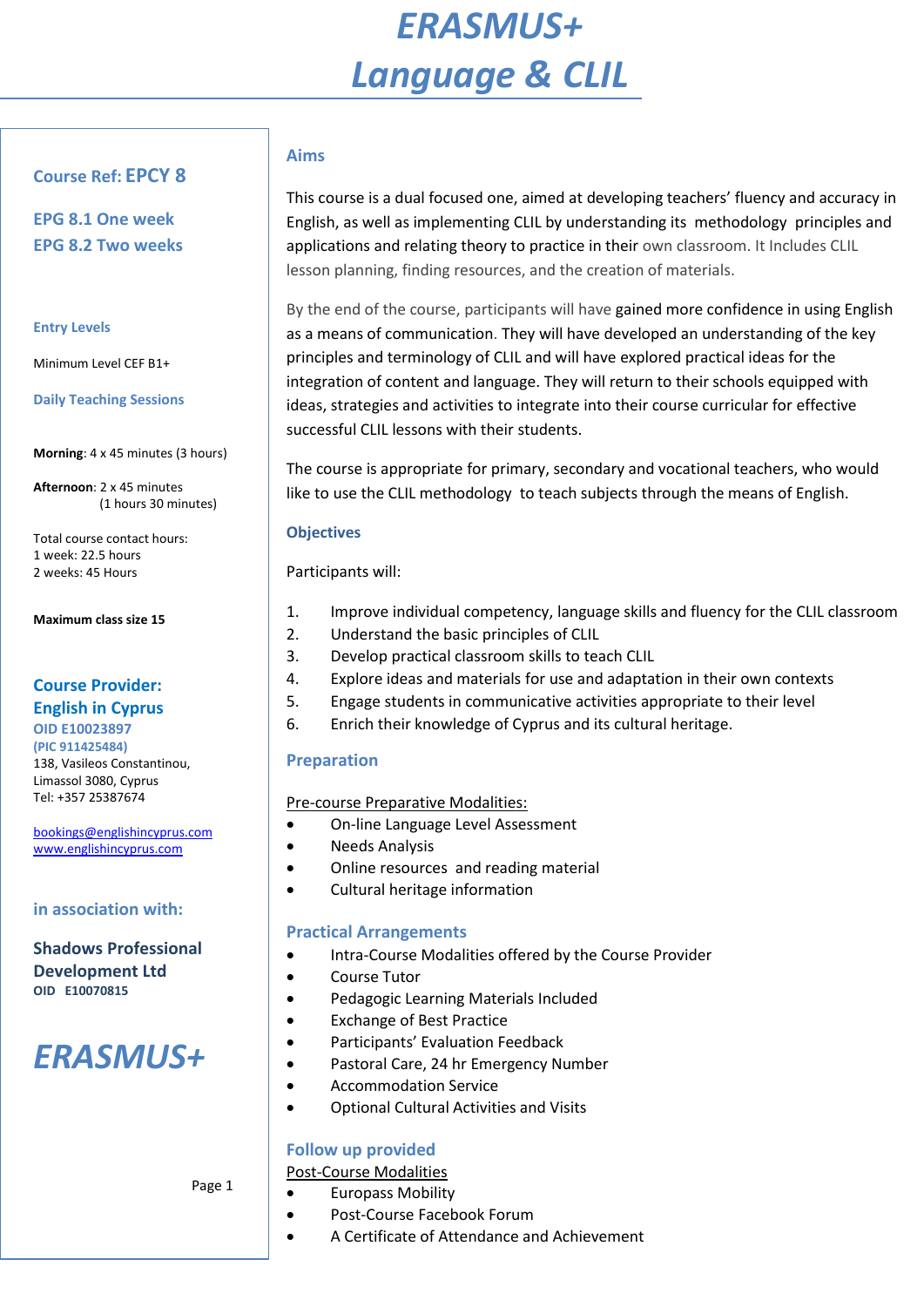# ERASMUS+ Language & CLIL

**Course Ref: EPCY 8**

**EPG 8.1 One week**
**EPG 8.2 Two weeks**

**Entry Levels**

Minimum Level CEF B1+

**Daily Teaching Sessions**

**Morning**: 4 x 45 minutes (3 hours)

**Afternoon**: 2 x 45 minutes (1 hours 30 minutes)

Total course contact hours:
1 week: 22.5 hours
2 weeks: 45 Hours

**Maximum class size 15**

**Course Provider:**
**English in Cyprus**
**OID E10023897**
**(PIC 911425484)**
138, Vasileos Constantinou,
Limassol 3080, Cyprus
Tel: +357 25387674

bookings@englishincyprus.com
www.englishincyprus.com

**in association with:**

**Shadows Professional Development Ltd**
**OID E10070815**

***ERASMUS+***

## Aims

This course is a dual focused one, aimed at developing teachers' fluency and accuracy in English, as well as implementing CLIL by understanding its methodology principles and applications and relating theory to practice in their own classroom. It Includes CLIL lesson planning, finding resources, and the creation of materials.

By the end of the course, participants will have gained more confidence in using English as a means of communication. They will have developed an understanding of the key principles and terminology of CLIL and will have explored practical ideas for the integration of content and language. They will return to their schools equipped with ideas, strategies and activities to integrate into their course curricular for effective successful CLIL lessons with their students.

The course is appropriate for primary, secondary and vocational teachers, who would like to use the CLIL methodology to teach subjects through the means of English.

## Objectives

Participants will:

1. Improve individual competency, language skills and fluency for the CLIL classroom
2. Understand the basic principles of CLIL
3. Develop practical classroom skills to teach CLIL
4. Explore ideas and materials for use and adaptation in their own contexts
5. Engage students in communicative activities appropriate to their level
6. Enrich their knowledge of Cyprus and its cultural heritage.

## Preparation

Pre-course Preparative Modalities:

- On-line Language Level Assessment
- Needs Analysis
- Online resources and reading material
- Cultural heritage information

## Practical Arrangements

- Intra-Course Modalities offered by the Course Provider
- Course Tutor
- Pedagogic Learning Materials Included
- Exchange of Best Practice
- Participants' Evaluation Feedback
- Pastoral Care, 24 hr Emergency Number
- Accommodation Service
- Optional Cultural Activities and Visits

## Follow up provided

Post-Course Modalities

- Europass Mobility
- Post-Course Facebook Forum
- A Certificate of Attendance and Achievement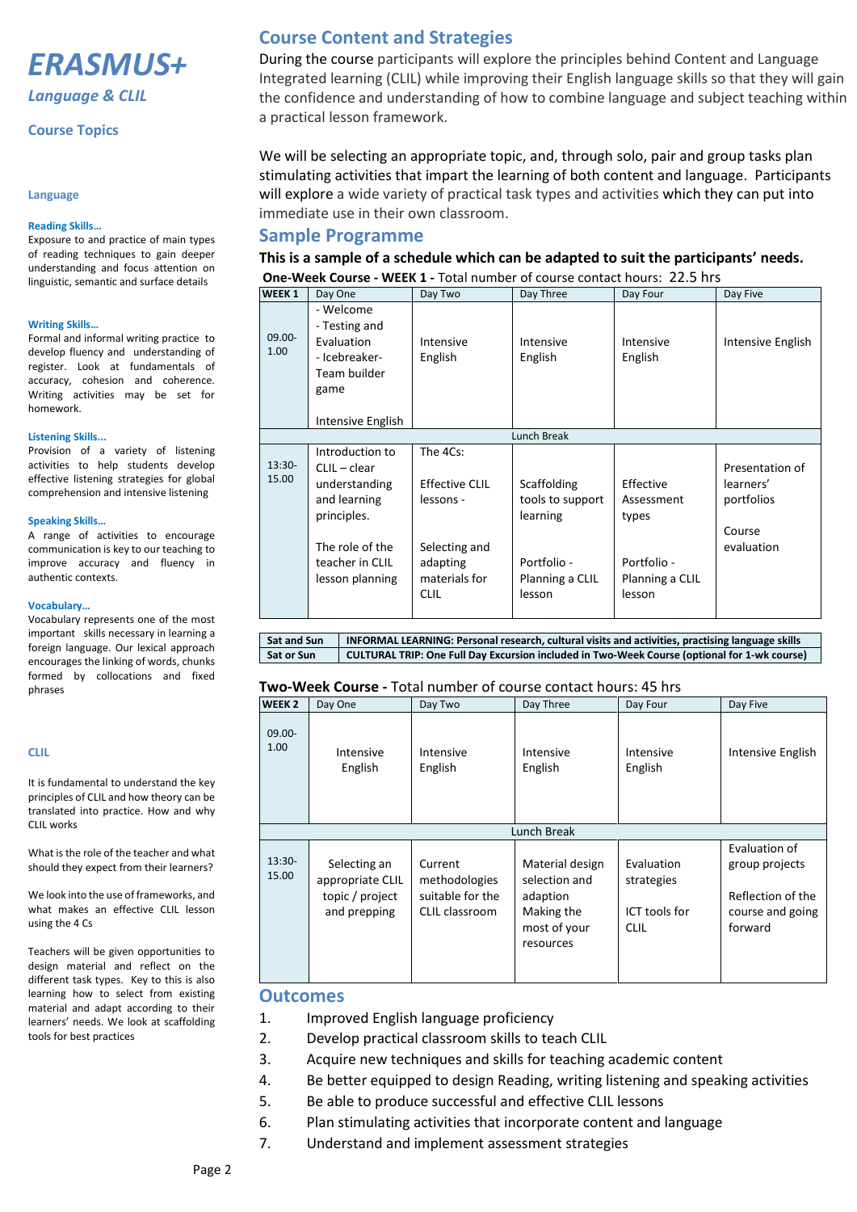# ERASMUS+

***Language & CLIL***

## Course Topics

### Language

**Reading Skills…**
Exposure to and practice of main types of reading techniques to gain deeper understanding and focus attention on linguistic, semantic and surface details

**Writing Skills…**
Formal and informal writing practice to develop fluency and understanding of register. Look at fundamentals of accuracy, cohesion and coherence. Writing activities may be set for homework.

**Listening Skills…**
Provision of a variety of listening activities to help students develop effective listening strategies for global comprehension and intensive listening

**Speaking Skills…**
A range of activities to encourage communication is key to our teaching to improve accuracy and fluency in authentic contexts.

**Vocabulary…**
Vocabulary represents one of the most important skills necessary in learning a foreign language. Our lexical approach encourages the linking of words, chunks formed by collocations and fixed phrases

### CLIL

It is fundamental to understand the key principles of CLIL and how theory can be translated into practice. How and why CLIL works

What is the role of the teacher and what should they expect from their learners?

We look into the use of frameworks, and what makes an effective CLIL lesson using the 4 Cs

Teachers will be given opportunities to design material and reflect on the different task types. Key to this is also learning how to select from existing material and adapt according to their learners' needs. We look at scaffolding tools for best practices

## Course Content and Strategies

During the course participants will explore the principles behind Content and Language Integrated learning (CLIL) while improving their English language skills so that they will gain the confidence and understanding of how to combine language and subject teaching within a practical lesson framework.

We will be selecting an appropriate topic, and, through solo, pair and group tasks plan stimulating activities that impart the learning of both content and language. Participants will explore a wide variety of practical task types and activities which they can put into immediate use in their own classroom.

## Sample Programme

**This is a sample of a schedule which can be adapted to suit the participants' needs.**

**One-Week Course - WEEK 1 -** Total number of course contact hours: 22.5 hrs

| WEEK 1 | Day One | Day Two | Day Three | Day Four | Day Five |
|---|---|---|---|---|---|
| 09.00-1.00 | - Welcome<br>- Testing and Evaluation<br>- Icebreaker-Team builder game<br><br>Intensive English | Intensive English | Intensive English | Intensive English | Intensive English |
| | | | Lunch Break | | |
| 13:30-15.00 | Introduction to CLIL – clear understanding and learning principles.<br><br>The role of the teacher in CLIL lesson planning | The 4Cs:<br><br>Effective CLIL lessons -<br><br>Selecting and adapting materials for CLIL | Scaffolding tools to support learning<br><br>Portfolio - Planning a CLIL lesson | Effective Assessment types<br><br>Portfolio - Planning a CLIL lesson | Presentation of learners' portfolios<br><br>Course evaluation |

| | |
|---|---|
| **Sat and Sun** | **INFORMAL LEARNING: Personal research, cultural visits and activities, practising language skills** |
| **Sat or Sun** | **CULTURAL TRIP: One Full Day Excursion included in Two-Week Course (optional for 1-wk course)** |

**Two-Week Course -** Total number of course contact hours: 45 hrs

| WEEK 2 | Day One | Day Two | Day Three | Day Four | Day Five |
|---|---|---|---|---|---|
| 09.00-1.00 | Intensive English | Intensive English | Intensive English | Intensive English | Intensive English |
| | | | Lunch Break | | |
| 13:30-15.00 | Selecting an appropriate CLIL topic / project and prepping | Current methodologies suitable for the CLIL classroom | Material design selection and adaption<br>Making the most of your resources | Evaluation strategies<br><br>ICT tools for CLIL | Evaluation of group projects<br><br>Reflection of the course and going forward |

## Outcomes

1. Improved English language proficiency
2. Develop practical classroom skills to teach CLIL
3. Acquire new techniques and skills for teaching academic content
4. Be better equipped to design Reading, writing listening and speaking activities
5. Be able to produce successful and effective CLIL lessons
6. Plan stimulating activities that incorporate content and language
7. Understand and implement assessment strategies